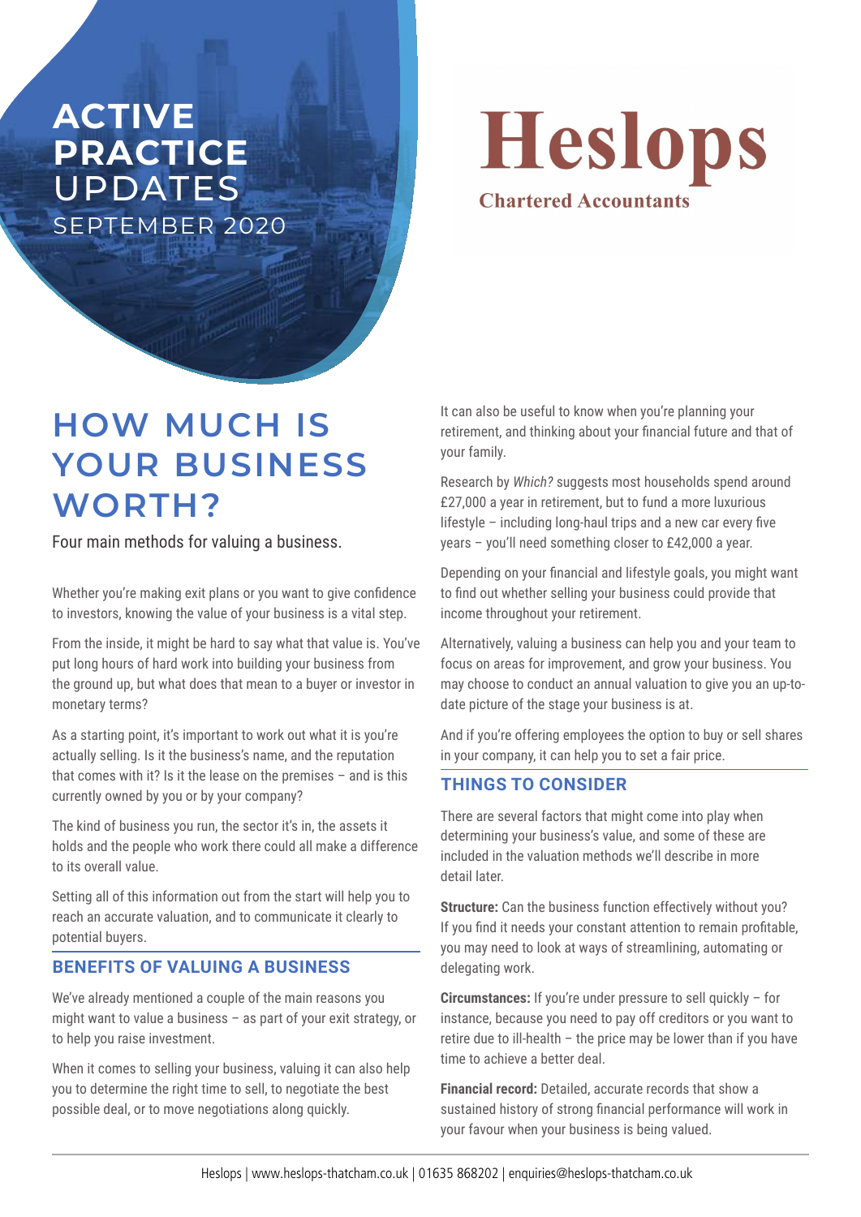**ACTIVE PRACTICE UPDATES**
SEPTEMBER 2020

**Heslops**
Chartered Accountants

# HOW MUCH IS YOUR BUSINESS WORTH?

Four main methods for valuing a business.

Whether you're making exit plans or you want to give confidence to investors, knowing the value of your business is a vital step.

From the inside, it might be hard to say what that value is. You've put long hours of hard work into building your business from the ground up, but what does that mean to a buyer or investor in monetary terms?

As a starting point, it's important to work out what it is you're actually selling. Is it the business's name, and the reputation that comes with it? Is it the lease on the premises – and is this currently owned by you or by your company?

The kind of business you run, the sector it's in, the assets it holds and the people who work there could all make a difference to its overall value.

Setting all of this information out from the start will help you to reach an accurate valuation, and to communicate it clearly to potential buyers.

## BENEFITS OF VALUING A BUSINESS

We've already mentioned a couple of the main reasons you might want to value a business – as part of your exit strategy, or to help you raise investment.

When it comes to selling your business, valuing it can also help you to determine the right time to sell, to negotiate the best possible deal, or to move negotiations along quickly.

It can also be useful to know when you're planning your retirement, and thinking about your financial future and that of your family.

Research by *Which?* suggests most households spend around £27,000 a year in retirement, but to fund a more luxurious lifestyle – including long-haul trips and a new car every five years – you'll need something closer to £42,000 a year.

Depending on your financial and lifestyle goals, you might want to find out whether selling your business could provide that income throughout your retirement.

Alternatively, valuing a business can help you and your team to focus on areas for improvement, and grow your business. You may choose to conduct an annual valuation to give you an up-to-date picture of the stage your business is at.

And if you're offering employees the option to buy or sell shares in your company, it can help you to set a fair price.

## THINGS TO CONSIDER

There are several factors that might come into play when determining your business's value, and some of these are included in the valuation methods we'll describe in more detail later.

**Structure:** Can the business function effectively without you? If you find it needs your constant attention to remain profitable, you may need to look at ways of streamlining, automating or delegating work.

**Circumstances:** If you're under pressure to sell quickly – for instance, because you need to pay off creditors or you want to retire due to ill-health – the price may be lower than if you have time to achieve a better deal.

**Financial record:** Detailed, accurate records that show a sustained history of strong financial performance will work in your favour when your business is being valued.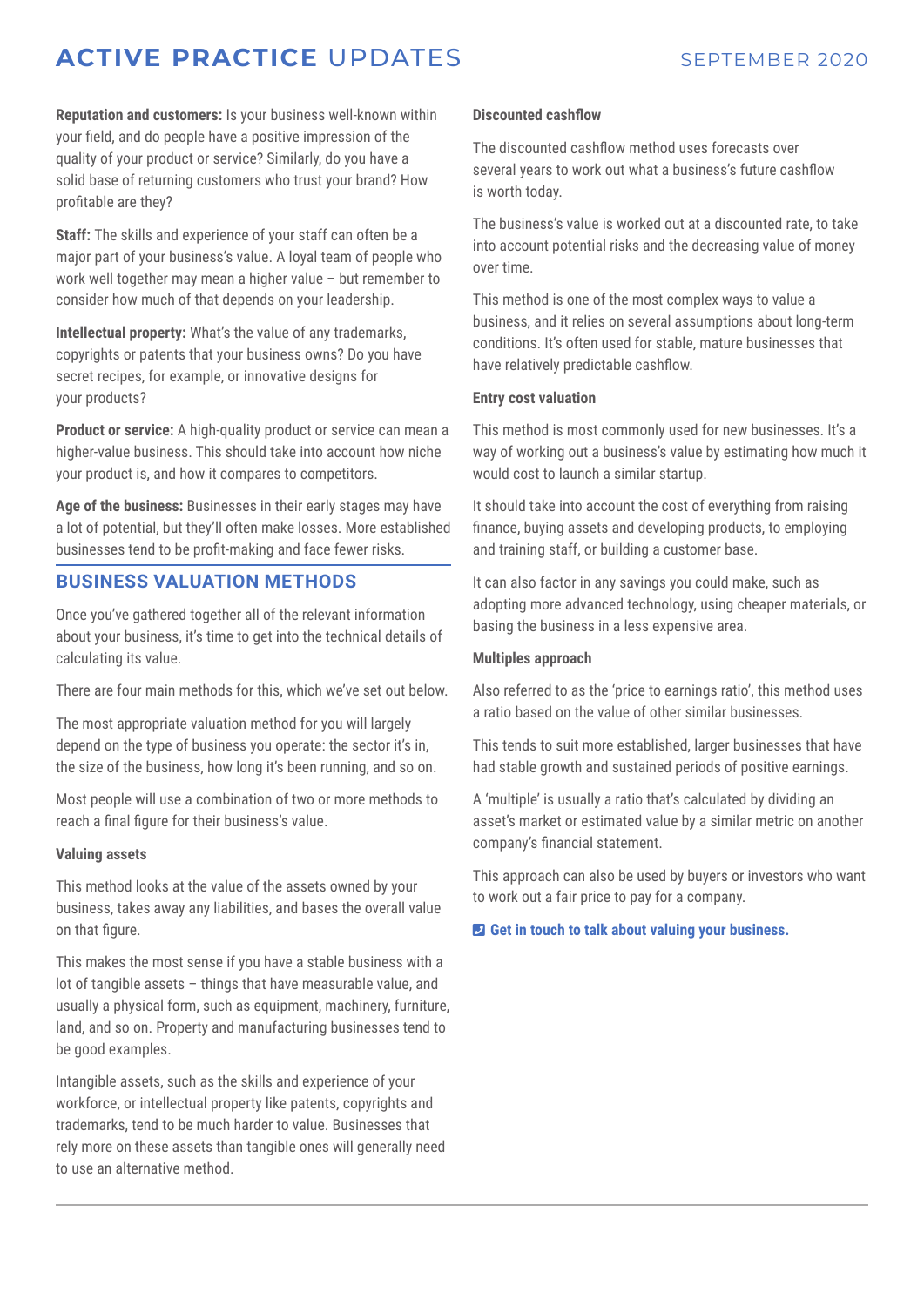**Reputation and customers:** Is your business well-known within your field, and do people have a positive impression of the quality of your product or service? Similarly, do you have a solid base of returning customers who trust your brand? How profitable are they?

**Staff:** The skills and experience of your staff can often be a major part of your business's value. A loyal team of people who work well together may mean a higher value – but remember to consider how much of that depends on your leadership.

**Intellectual property:** What's the value of any trademarks, copyrights or patents that your business owns? Do you have secret recipes, for example, or innovative designs for your products?

**Product or service:** A high-quality product or service can mean a higher-value business. This should take into account how niche your product is, and how it compares to competitors.

**Age of the business:** Businesses in their early stages may have a lot of potential, but they'll often make losses. More established businesses tend to be profit-making and face fewer risks.

## BUSINESS VALUATION METHODS

Once you've gathered together all of the relevant information about your business, it's time to get into the technical details of calculating its value.

There are four main methods for this, which we've set out below.

The most appropriate valuation method for you will largely depend on the type of business you operate: the sector it's in, the size of the business, how long it's been running, and so on.

Most people will use a combination of two or more methods to reach a final figure for their business's value.

### Valuing assets

This method looks at the value of the assets owned by your business, takes away any liabilities, and bases the overall value on that figure.

This makes the most sense if you have a stable business with a lot of tangible assets – things that have measurable value, and usually a physical form, such as equipment, machinery, furniture, land, and so on. Property and manufacturing businesses tend to be good examples.

Intangible assets, such as the skills and experience of your workforce, or intellectual property like patents, copyrights and trademarks, tend to be much harder to value. Businesses that rely more on these assets than tangible ones will generally need to use an alternative method.

### Discounted cashflow

The discounted cashflow method uses forecasts over several years to work out what a business's future cashflow is worth today.

The business's value is worked out at a discounted rate, to take into account potential risks and the decreasing value of money over time.

This method is one of the most complex ways to value a business, and it relies on several assumptions about long-term conditions. It's often used for stable, mature businesses that have relatively predictable cashflow.

### Entry cost valuation

This method is most commonly used for new businesses. It's a way of working out a business's value by estimating how much it would cost to launch a similar startup.

It should take into account the cost of everything from raising finance, buying assets and developing products, to employing and training staff, or building a customer base.

It can also factor in any savings you could make, such as adopting more advanced technology, using cheaper materials, or basing the business in a less expensive area.

### Multiples approach

Also referred to as the 'price to earnings ratio', this method uses a ratio based on the value of other similar businesses.

This tends to suit more established, larger businesses that have had stable growth and sustained periods of positive earnings.

A 'multiple' is usually a ratio that's calculated by dividing an asset's market or estimated value by a similar metric on another company's financial statement.

This approach can also be used by buyers or investors who want to work out a fair price to pay for a company.

**Get in touch to talk about valuing your business.**